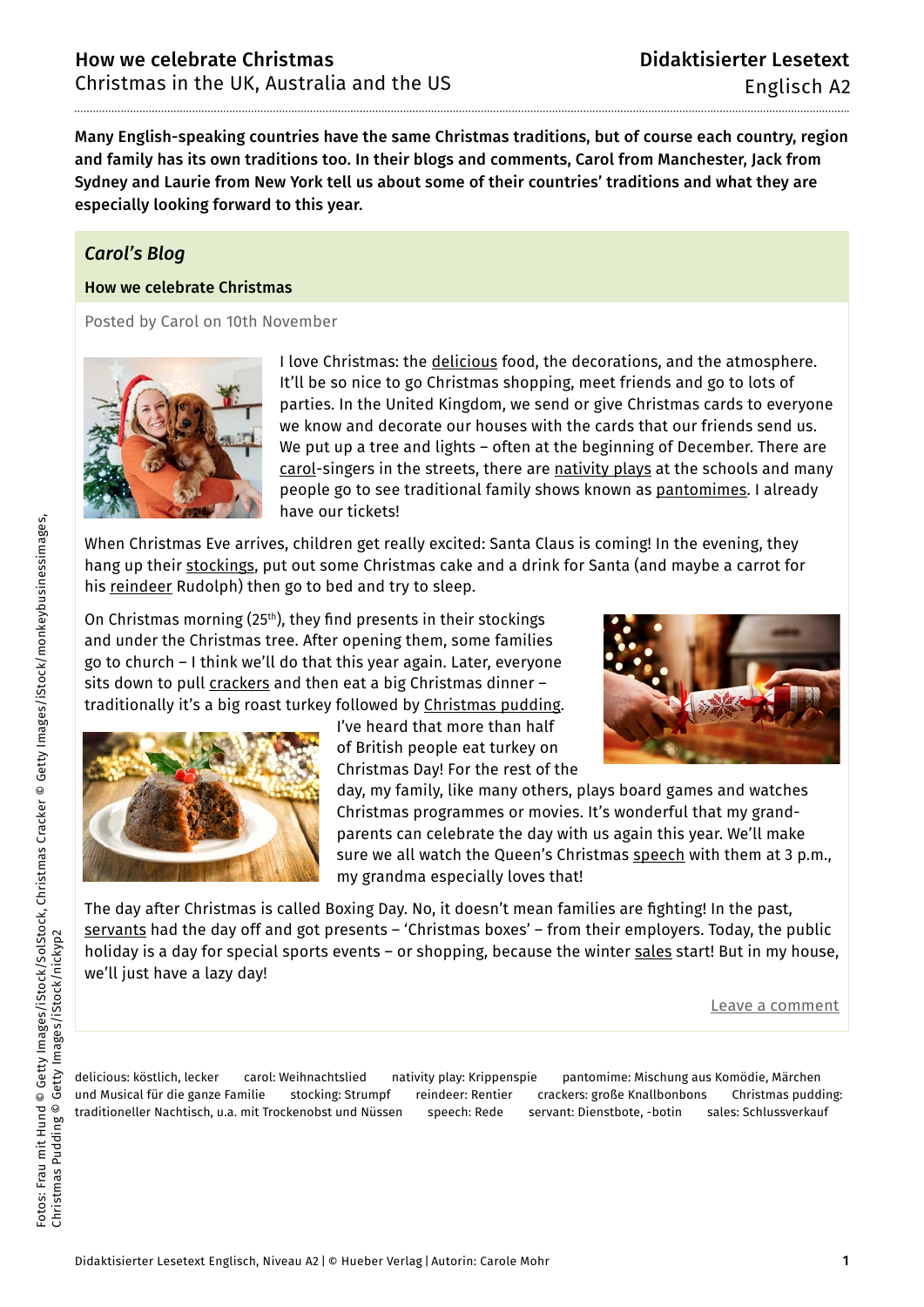# How we celebrate Christmas

Christmas in the UK, Australia and the US

**Didaktisierter Lesetext**
Englisch A2

**Many English-speaking countries have the same Christmas traditions, but of course each country, region and family has its own traditions too. In their blogs and comments, Carol from Manchester, Jack from Sydney and Laurie from New York tell us about some of their countries' traditions and what they are especially looking forward to this year.**

## *Carol's Blog*

### How we celebrate Christmas

Posted by Carol on 10th November

I love Christmas: the delicious food, the decorations, and the atmosphere. It'll be so nice to go Christmas shopping, meet friends and go to lots of parties. In the United Kingdom, we send or give Christmas cards to everyone we know and decorate our houses with the cards that our friends send us. We put up a tree and lights – often at the beginning of December. There are carol-singers in the streets, there are nativity plays at the schools and many people go to see traditional family shows known as pantomimes. I already have our tickets!

When Christmas Eve arrives, children get really excited: Santa Claus is coming! In the evening, they hang up their stockings, put out some Christmas cake and a drink for Santa (and maybe a carrot for his reindeer Rudolph) then go to bed and try to sleep.

On Christmas morning (25th), they find presents in their stockings and under the Christmas tree. After opening them, some families go to church – I think we'll do that this year again. Later, everyone sits down to pull crackers and then eat a big Christmas dinner – traditionally it's a big roast turkey followed by Christmas pudding. I've heard that more than half of British people eat turkey on Christmas Day! For the rest of the day, my family, like many others, plays board games and watches Christmas programmes or movies. It's wonderful that my grand-parents can celebrate the day with us again this year. We'll make sure we all watch the Queen's Christmas speech with them at 3 p.m., my grandma especially loves that!

The day after Christmas is called Boxing Day. No, it doesn't mean families are fighting! In the past, servants had the day off and got presents – 'Christmas boxes' – from their employers. Today, the public holiday is a day for special sports events – or shopping, because the winter sales start! But in my house, we'll just have a lazy day!

Leave a comment

delicious: köstlich, lecker  carol: Weihnachtslied  nativity play: Krippenspie  pantomime: Mischung aus Komödie, Märchen und Musical für die ganze Familie  stocking: Strumpf  reindeer: Rentier  crackers: große Knallbonbons  Christmas pudding: traditioneller Nachtisch, u.a. mit Trockenobst und Nüssen  speech: Rede  servant: Dienstbote, -botin  sales: Schlussverkauf

Fotos: Frau mit Hund © Getty Images/iStock/monkeybusinessimages, Christmas Cracker © Getty Images/iStock/SolStock, Christmas Pudding © Getty Images/iStock/nickyp2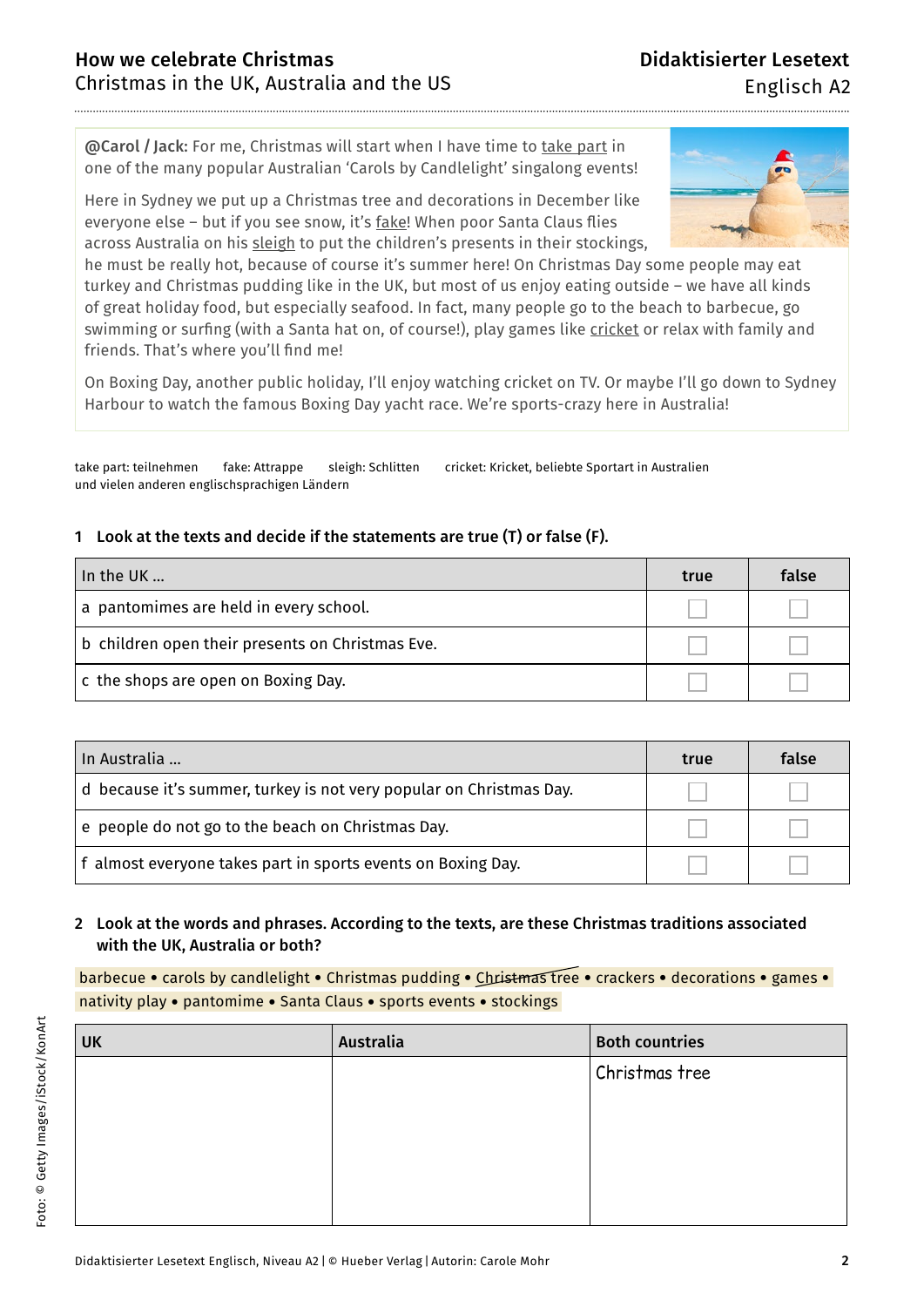**@Carol / Jack:** For me, Christmas will start when I have time to take part in one of the many popular Australian 'Carols by Candlelight' singalong events!

Here in Sydney we put up a Christmas tree and decorations in December like everyone else – but if you see snow, it's fake! When poor Santa Claus flies across Australia on his sleigh to put the children's presents in their stockings, he must be really hot, because of course it's summer here! On Christmas Day some people may eat turkey and Christmas pudding like in the UK, but most of us enjoy eating outside – we have all kinds of great holiday food, but especially seafood. In fact, many people go to the beach to barbecue, go swimming or surfing (with a Santa hat on, of course!), play games like cricket or relax with family and friends. That's where you'll find me!

On Boxing Day, another public holiday, I'll enjoy watching cricket on TV. Or maybe I'll go down to Sydney Harbour to watch the famous Boxing Day yacht race. We're sports-crazy here in Australia!

take part: teilnehmen    fake: Attrappe    sleigh: Schlitten    cricket: Kricket, beliebte Sportart in Australien und vielen anderen englischsprachigen Ländern

**1 Look at the texts and decide if the statements are true (T) or false (F).**

| In the UK … | true | false |
|---|---|---|
| a pantomimes are held in every school. | ☐ | ☐ |
| b children open their presents on Christmas Eve. | ☐ | ☐ |
| c the shops are open on Boxing Day. | ☐ | ☐ |

| In Australia … | true | false |
|---|---|---|
| d because it's summer, turkey is not very popular on Christmas Day. | ☐ | ☐ |
| e people do not go to the beach on Christmas Day. | ☐ | ☐ |
| f almost everyone takes part in sports events on Boxing Day. | ☐ | ☐ |

**2 Look at the words and phrases. According to the texts, are these Christmas traditions associated with the UK, Australia or both?**

barbecue • carols by candlelight • Christmas pudding • ~~Christmas tree~~ • crackers • decorations • games • nativity play • pantomime • Santa Claus • sports events • stockings

| UK | Australia | Both countries |
|---|---|---|
| | | Christmas tree |

Foto: © Getty Images/iStock/KonArt

Didaktisierter Lesetext Englisch, Niveau A2 | © Hueber Verlag | Autorin: Carole Mohr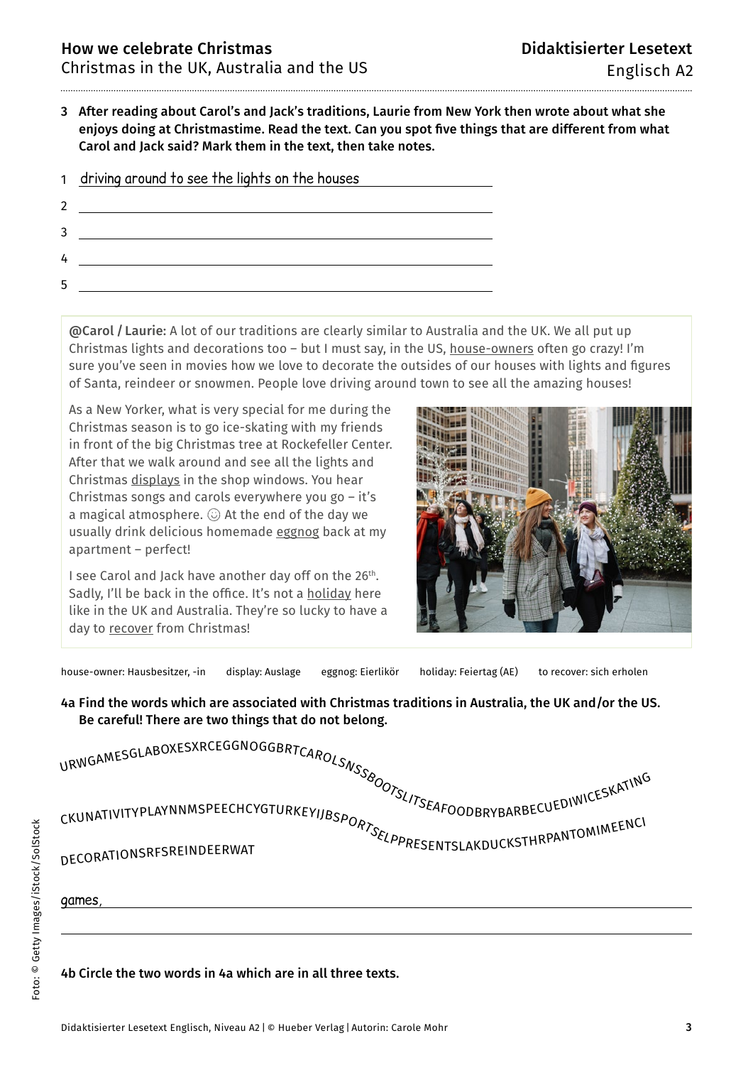**3 After reading about Carol's and Jack's traditions, Laurie from New York then wrote about what she enjoys doing at Christmastime. Read the text. Can you spot five things that are different from what Carol and Jack said? Mark them in the text, then take notes.**

1 driving around to see the lights on the houses

2 \_\_\_\_\_\_\_\_\_\_\_\_\_\_\_\_\_\_\_\_\_\_\_\_\_\_\_\_\_\_\_\_\_\_\_\_\_\_\_\_\_\_\_\_

3 \_\_\_\_\_\_\_\_\_\_\_\_\_\_\_\_\_\_\_\_\_\_\_\_\_\_\_\_\_\_\_\_\_\_\_\_\_\_\_\_\_\_\_\_

4 \_\_\_\_\_\_\_\_\_\_\_\_\_\_\_\_\_\_\_\_\_\_\_\_\_\_\_\_\_\_\_\_\_\_\_\_\_\_\_\_\_\_\_\_

5 \_\_\_\_\_\_\_\_\_\_\_\_\_\_\_\_\_\_\_\_\_\_\_\_\_\_\_\_\_\_\_\_\_\_\_\_\_\_\_\_\_\_\_\_

**@Carol / Laurie:** A lot of our traditions are clearly similar to Australia and the UK. We all put up Christmas lights and decorations too – but I must say, in the US, house-owners often go crazy! I'm sure you've seen in movies how we love to decorate the outsides of our houses with lights and figures of Santa, reindeer or snowmen. People love driving around town to see all the amazing houses!

As a New Yorker, what is very special for me during the Christmas season is to go ice-skating with my friends in front of the big Christmas tree at Rockefeller Center. After that we walk around and see all the lights and Christmas displays in the shop windows. You hear Christmas songs and carols everywhere you go – it's a magical atmosphere. ☺ At the end of the day we usually drink delicious homemade eggnog back at my apartment – perfect!

I see Carol and Jack have another day off on the 26th. Sadly, I'll be back in the office. It's not a holiday here like in the UK and Australia. They're so lucky to have a day to recover from Christmas!

house-owner: Hausbesitzer, -in    display: Auslage    eggnog: Eierlikör    holiday: Feiertag (AE)    to recover: sich erholen

**4a Find the words which are associated with Christmas traditions in Australia, the UK and/or the US. Be careful! There are two things that do not belong.**

URWGAMESGLABOXESXRCEGGNOGGBRTCAROLSNSSBOOTSLITSEAFOODBRYBARBECUEDIWICESKATING

CKUNATIVITYPLAYNNMSPEECHCYGTURKEYIJBSPORTSELPPRESENTSLAKDUCKSTHRPANTOMIMEENCI

DECORATIONSRFSREINDEERWAT

games, \_\_\_\_\_\_\_\_\_\_\_\_\_\_\_\_\_\_\_\_\_\_\_\_\_\_\_\_\_\_\_\_\_\_\_\_\_\_\_\_\_\_\_\_

\_\_\_\_\_\_\_\_\_\_\_\_\_\_\_\_\_\_\_\_\_\_\_\_\_\_\_\_\_\_\_\_\_\_\_\_\_\_\_\_\_\_\_\_

**4b Circle the two words in 4a which are in all three texts.**

Foto: © Getty Images/iStock/SolStock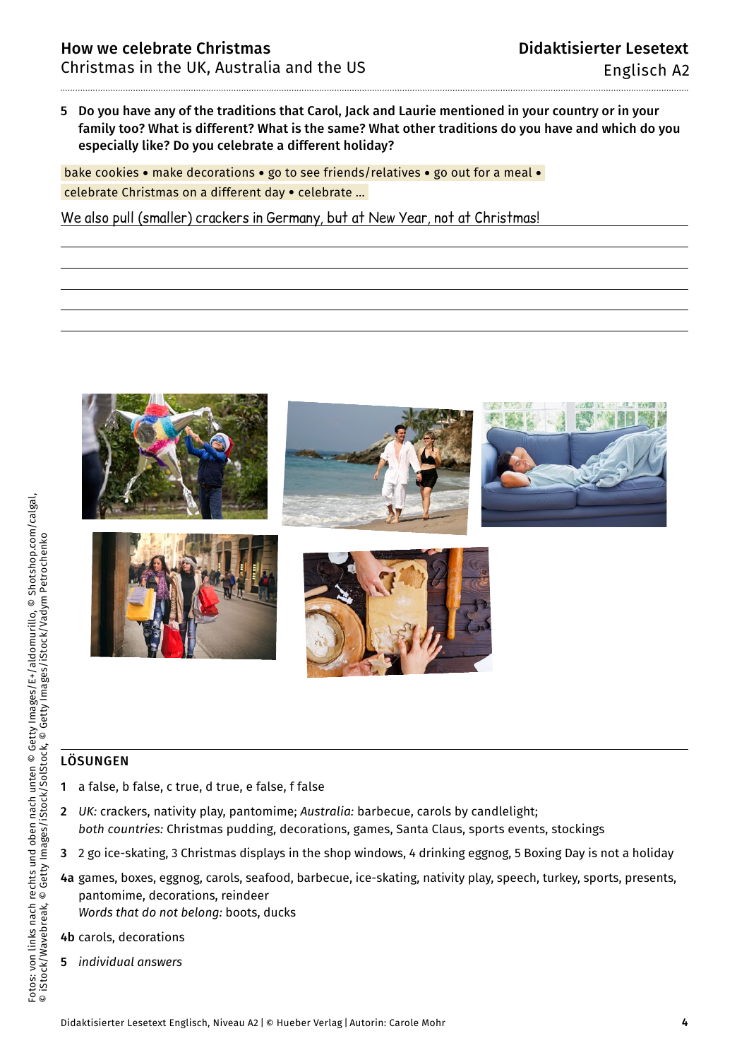5 **Do you have any of the traditions that Carol, Jack and Laurie mentioned in your country or in your family too? What is different? What is the same? What other traditions do you have and which do you especially like? Do you celebrate a different holiday?**

bake cookies • make decorations • go to see friends/relatives • go out for a meal • celebrate Christmas on a different day • celebrate …

We also pull (smaller) crackers in Germany, but at New Year, not at Christmas!

Fotos: von links nach rechts und oben nach unten © Getty Images/E+/aldomurillo, © Shotshop.com/calgal, © iStock/Wavebreak, © Getty Images/iStock/SolStock, © Getty Images/iStock/Vadym Petrochenko

## LÖSUNGEN

**1** a false, b false, c true, d true, e false, f false

**2** *UK:* crackers, nativity play, pantomime; *Australia:* barbecue, carols by candlelight; *both countries:* Christmas pudding, decorations, games, Santa Claus, sports events, stockings

**3** 2 go ice-skating, 3 Christmas displays in the shop windows, 4 drinking eggnog, 5 Boxing Day is not a holiday

**4a** games, boxes, eggnog, carols, seafood, barbecue, ice-skating, nativity play, speech, turkey, sports, presents, pantomime, decorations, reindeer
*Words that do not belong:* boots, ducks

**4b** carols, decorations

**5** *individual answers*

Didaktisierter Lesetext Englisch, Niveau A2 | © Hueber Verlag | Autorin: Carole Mohr